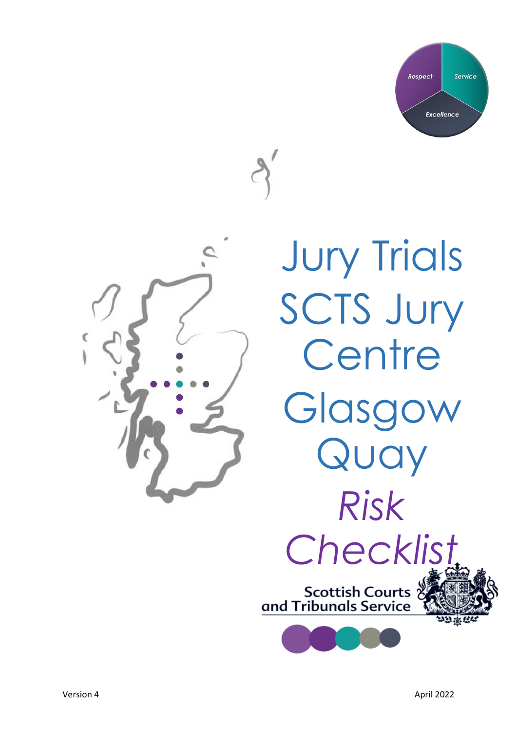Respect Service Excellence

# Jury Trials SCTS Jury Centre Glasgow Quay

## *Risk Checklist*

Scottish Courts and Tribunals Service

Version 4

April 2022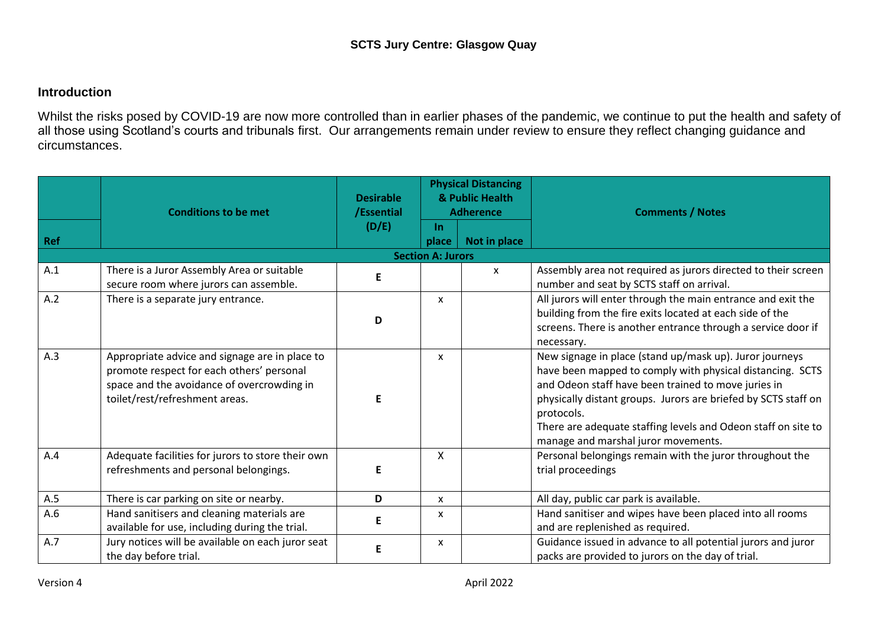**SCTS Jury Centre: Glasgow Quay**

## Introduction

Whilst the risks posed by COVID-19 are now more controlled than in earlier phases of the pandemic, we continue to put the health and safety of all those using Scotland's courts and tribunals first. Our arrangements remain under review to ensure they reflect changing guidance and circumstances.

| Ref | Conditions to be met | Desirable /Essential (D/E) | Physical Distancing & Public Health Adherence | | Comments / Notes |
|---|---|---|---|---|---|
| | | | In place | Not in place | |
| **Section A: Jurors** | | | | | |
| A.1 | There is a Juror Assembly Area or suitable secure room where jurors can assemble. | E | | x | Assembly area not required as jurors directed to their screen number and seat by SCTS staff on arrival. |
| A.2 | There is a separate jury entrance. | D | x | | All jurors will enter through the main entrance and exit the building from the fire exits located at each side of the screens. There is another entrance through a service door if necessary. |
| A.3 | Appropriate advice and signage are in place to promote respect for each others' personal space and the avoidance of overcrowding in toilet/rest/refreshment areas. | E | x | | New signage in place (stand up/mask up). Juror journeys have been mapped to comply with physical distancing. SCTS and Odeon staff have been trained to move juries in physically distant groups. Jurors are briefed by SCTS staff on protocols.<br>There are adequate staffing levels and Odeon staff on site to manage and marshal juror movements. |
| A.4 | Adequate facilities for jurors to store their own refreshments and personal belongings. | E | X | | Personal belongings remain with the juror throughout the trial proceedings |
| A.5 | There is car parking on site or nearby. | D | x | | All day, public car park is available. |
| A.6 | Hand sanitisers and cleaning materials are available for use, including during the trial. | E | x | | Hand sanitiser and wipes have been placed into all rooms and are replenished as required. |
| A.7 | Jury notices will be available on each juror seat the day before trial. | E | x | | Guidance issued in advance to all potential jurors and juror packs are provided to jurors on the day of trial. |

Version 4 April 2022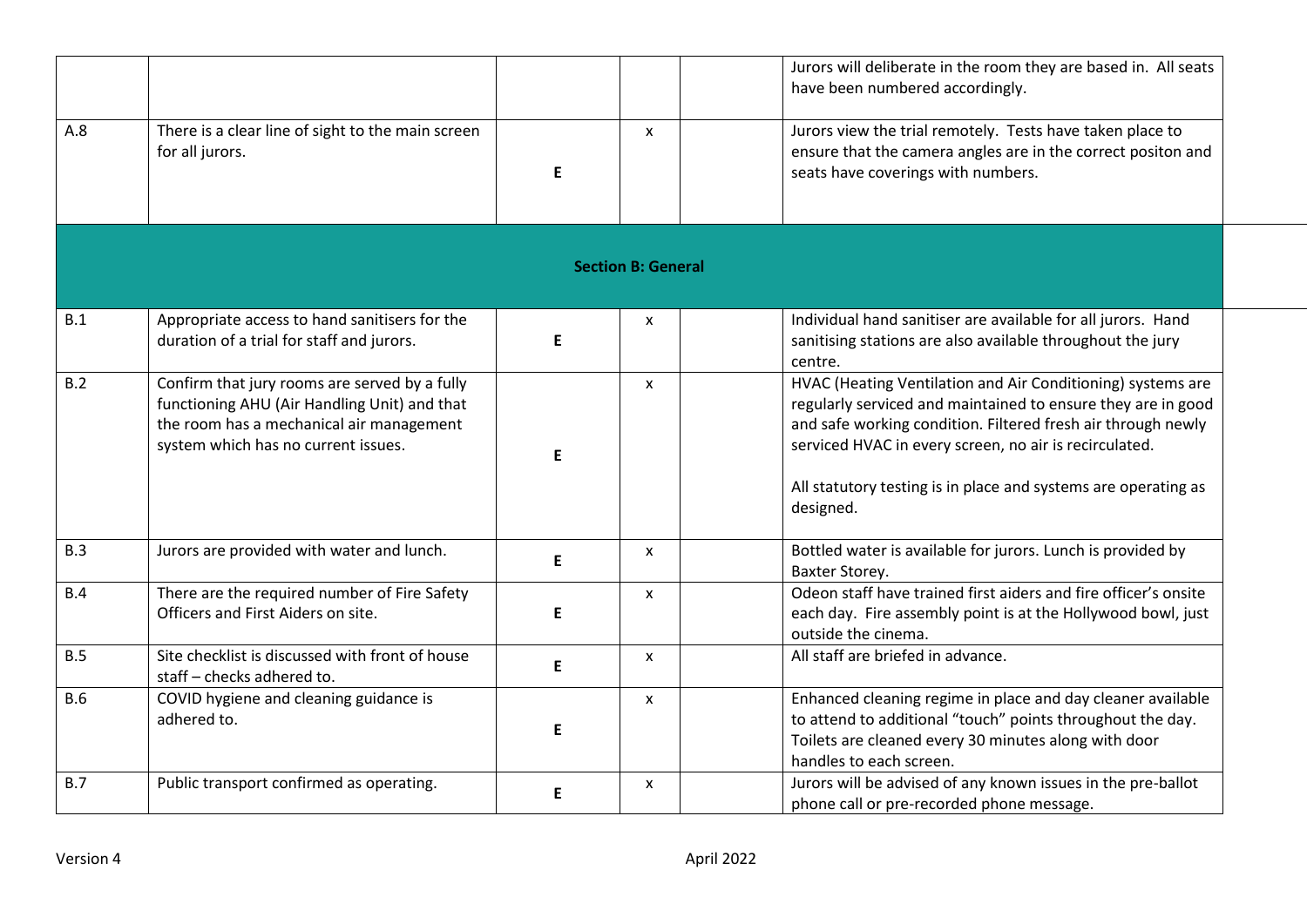| | | | | | |
|---|---|---|---|---|---|
| | | | | | Jurors will deliberate in the room they are based in. All seats have been numbered accordingly. |
| A.8 | There is a clear line of sight to the main screen for all jurors. | E | x | | Jurors view the trial remotely. Tests have taken place to ensure that the camera angles are in the correct positon and seats have coverings with numbers. |
| **Section B: General** | | | | | |
| B.1 | Appropriate access to hand sanitisers for the duration of a trial for staff and jurors. | E | x | | Individual hand sanitiser are available for all jurors. Hand sanitising stations are also available throughout the jury centre. |
| B.2 | Confirm that jury rooms are served by a fully functioning AHU (Air Handling Unit) and that the room has a mechanical air management system which has no current issues. | E | x | | HVAC (Heating Ventilation and Air Conditioning) systems are regularly serviced and maintained to ensure they are in good and safe working condition. Filtered fresh air through newly serviced HVAC in every screen, no air is recirculated.<br><br>All statutory testing is in place and systems are operating as designed. |
| B.3 | Jurors are provided with water and lunch. | E | x | | Bottled water is available for jurors. Lunch is provided by Baxter Storey. |
| B.4 | There are the required number of Fire Safety Officers and First Aiders on site. | E | x | | Odeon staff have trained first aiders and fire officer's onsite each day. Fire assembly point is at the Hollywood bowl, just outside the cinema. |
| B.5 | Site checklist is discussed with front of house staff – checks adhered to. | E | x | | All staff are briefed in advance. |
| B.6 | COVID hygiene and cleaning guidance is adhered to. | E | x | | Enhanced cleaning regime in place and day cleaner available to attend to additional "touch" points throughout the day. Toilets are cleaned every 30 minutes along with door handles to each screen. |
| B.7 | Public transport confirmed as operating. | E | x | | Jurors will be advised of any known issues in the pre-ballot phone call or pre-recorded phone message. |

Version 4 April 2022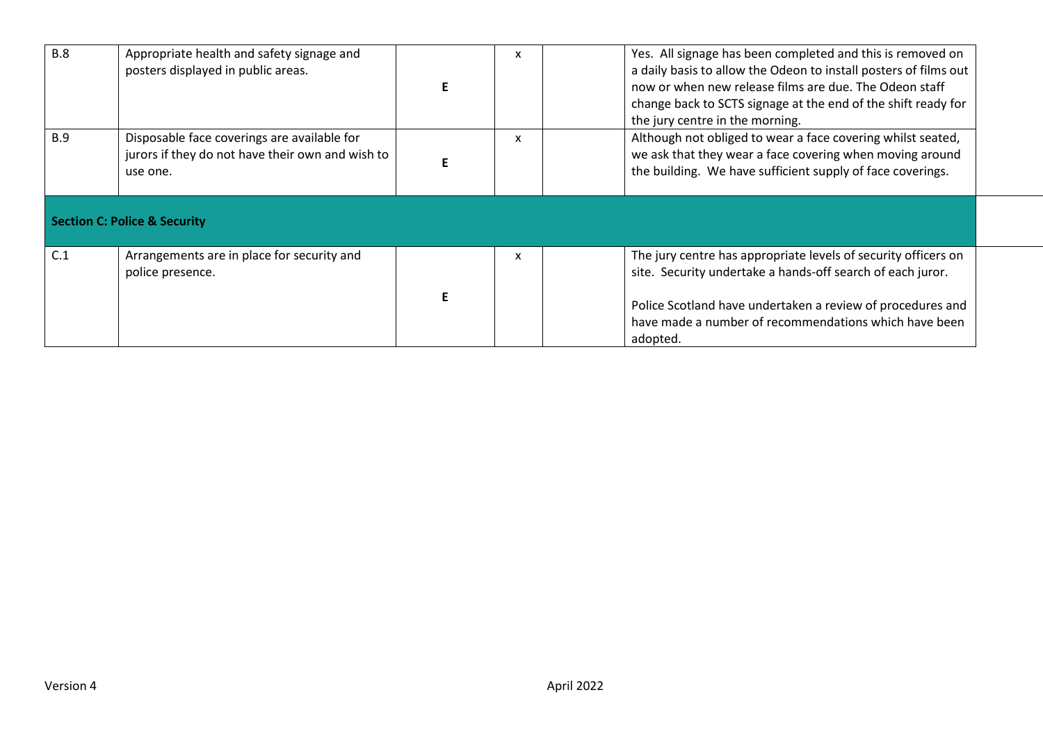| | | | | | |
|---|---|---|---|---|---|
| B.8 | Appropriate health and safety signage and posters displayed in public areas. | **E** | x | | Yes. All signage has been completed and this is removed on a daily basis to allow the Odeon to install posters of films out now or when new release films are due. The Odeon staff change back to SCTS signage at the end of the shift ready for the jury centre in the morning. |
| B.9 | Disposable face coverings are available for jurors if they do not have their own and wish to use one. | **E** | x | | Although not obliged to wear a face covering whilst seated, we ask that they wear a face covering when moving around the building. We have sufficient supply of face coverings. |
| **Section C: Police & Security** | | | | | |
| C.1 | Arrangements are in place for security and police presence. | **E** | x | | The jury centre has appropriate levels of security officers on site. Security undertake a hands-off search of each juror.<br><br>Police Scotland have undertaken a review of procedures and have made a number of recommendations which have been adopted. |

Version 4 April 2022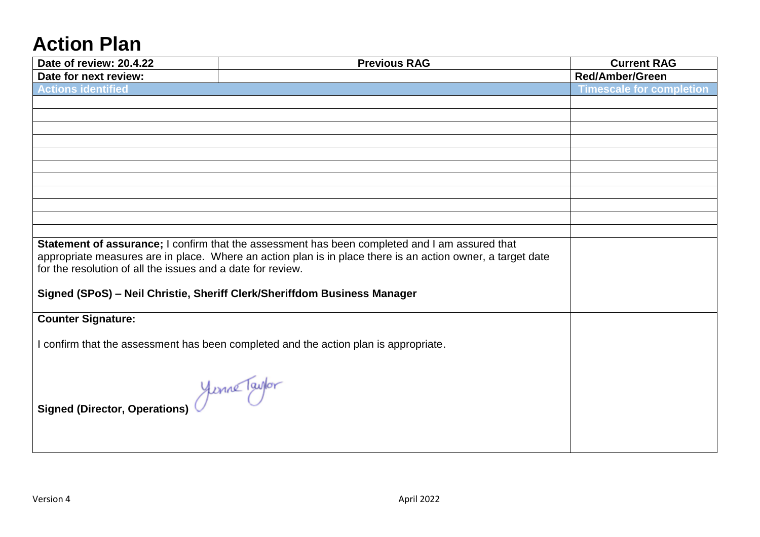# Action Plan

| Date of review: 20.4.22 | Previous RAG | Current RAG |
|---|---|---|
| Date for next review: | | Red/Amber/Green |
| **Actions identified** | | **Timescale for completion** |
| | | |
| | | |
| | | |
| | | |
| | | |
| | | |
| | | |
| | | |
| | | |
| | | |
| | | |
| **Statement of assurance;** I confirm that the assessment has been completed and I am assured that appropriate measures are in place. Where an action plan is in place there is an action owner, a target date for the resolution of all the issues and a date for review.<br><br>**Signed (SPoS) – Neil Christie, Sheriff Clerk/Sheriffdom Business Manager** | | |
| **Counter Signature:**<br><br>I confirm that the assessment has been completed and the action plan is appropriate.<br><br>**Signed (Director, Operations)** Yvonne Taylor | | |

Version 4 April 2022